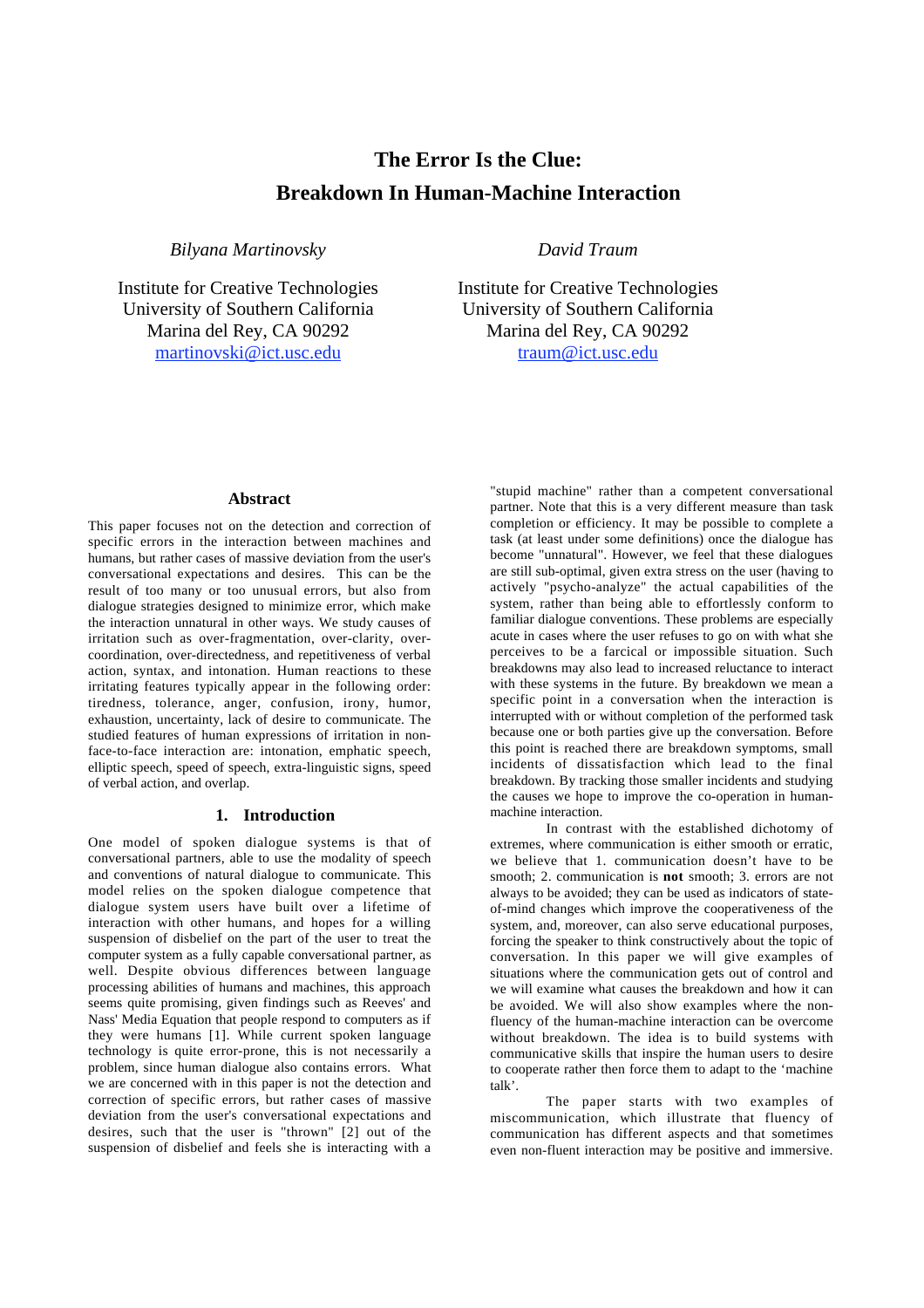# The Error Is the Clue: Breakdown In Human-Machine Interaction

*Bilyana Martinovsky*

Institute for Creative Technologies
University of Southern California
Marina del Rey, CA 90292
martinovski@ict.usc.edu

*David Traum*

Institute for Creative Technologies
University of Southern California
Marina del Rey, CA 90292
traum@ict.usc.edu

## Abstract

This paper focuses not on the detection and correction of specific errors in the interaction between machines and humans, but rather cases of massive deviation from the user's conversational expectations and desires. This can be the result of too many or too unusual errors, but also from dialogue strategies designed to minimize error, which make the interaction unnatural in other ways. We study causes of irritation such as over-fragmentation, over-clarity, over-coordination, over-directedness, and repetitiveness of verbal action, syntax, and intonation. Human reactions to these irritating features typically appear in the following order: tiredness, tolerance, anger, confusion, irony, humor, exhaustion, uncertainty, lack of desire to communicate. The studied features of human expressions of irritation in non-face-to-face interaction are: intonation, emphatic speech, elliptic speech, speed of speech, extra-linguistic signs, speed of verbal action, and overlap.

## 1. Introduction

One model of spoken dialogue systems is that of conversational partners, able to use the modality of speech and conventions of natural dialogue to communicate. This model relies on the spoken dialogue competence that dialogue system users have built over a lifetime of interaction with other humans, and hopes for a willing suspension of disbelief on the part of the user to treat the computer system as a fully capable conversational partner, as well. Despite obvious differences between language processing abilities of humans and machines, this approach seems quite promising, given findings such as Reeves' and Nass' Media Equation that people respond to computers as if they were humans [1]. While current spoken language technology is quite error-prone, this is not necessarily a problem, since human dialogue also contains errors. What we are concerned with in this paper is not the detection and correction of specific errors, but rather cases of massive deviation from the user's conversational expectations and desires, such that the user is "thrown" [2] out of the suspension of disbelief and feels she is interacting with a "stupid machine" rather than a competent conversational partner. Note that this is a very different measure than task completion or efficiency. It may be possible to complete a task (at least under some definitions) once the dialogue has become "unnatural". However, we feel that these dialogues are still sub-optimal, given extra stress on the user (having to actively "psycho-analyze" the actual capabilities of the system, rather than being able to effortlessly conform to familiar dialogue conventions. These problems are especially acute in cases where the user refuses to go on with what she perceives to be a farcical or impossible situation. Such breakdowns may also lead to increased reluctance to interact with these systems in the future. By breakdown we mean a specific point in a conversation when the interaction is interrupted with or without completion of the performed task because one or both parties give up the conversation. Before this point is reached there are breakdown symptoms, small incidents of dissatisfaction which lead to the final breakdown. By tracking those smaller incidents and studying the causes we hope to improve the co-operation in human-machine interaction.

In contrast with the established dichotomy of extremes, where communication is either smooth or erratic, we believe that 1. communication doesn't have to be smooth; 2. communication is **not** smooth; 3. errors are not always to be avoided; they can be used as indicators of state-of-mind changes which improve the cooperativeness of the system, and, moreover, can also serve educational purposes, forcing the speaker to think constructively about the topic of conversation. In this paper we will give examples of situations where the communication gets out of control and we will examine what causes the breakdown and how it can be avoided. We will also show examples where the non-fluency of the human-machine interaction can be overcome without breakdown. The idea is to build systems with communicative skills that inspire the human users to desire to cooperate rather then force them to adapt to the 'machine talk'.

The paper starts with two examples of miscommunication, which illustrate that fluency of communication has different aspects and that sometimes even non-fluent interaction may be positive and immersive.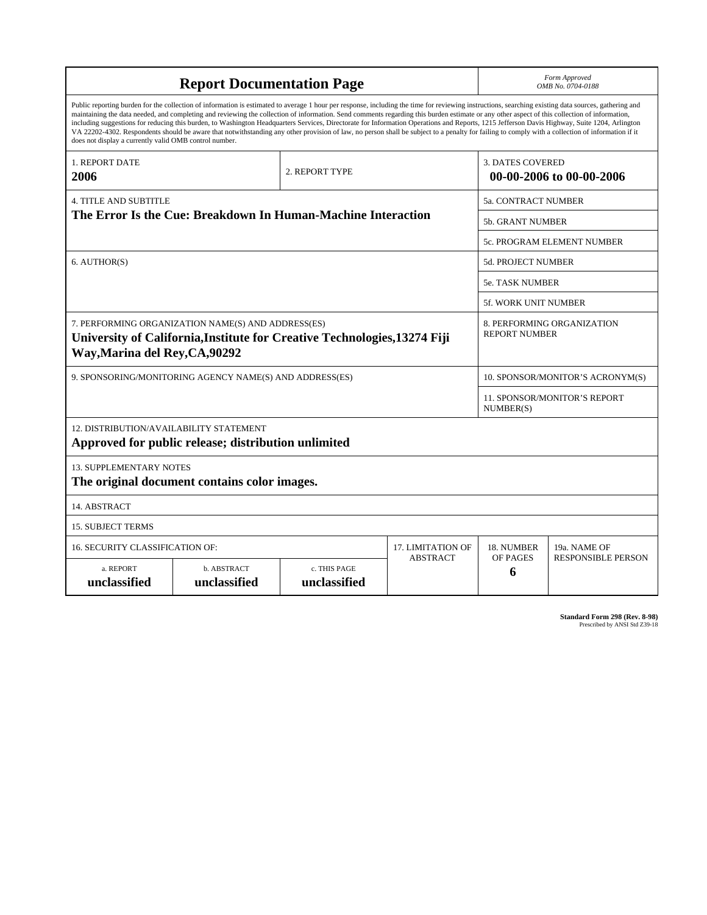# Report Documentation Page

*Form Approved*
*OMB No. 0704-0188*

Public reporting burden for the collection of information is estimated to average 1 hour per response, including the time for reviewing instructions, searching existing data sources, gathering and maintaining the data needed, and completing and reviewing the collection of information. Send comments regarding this burden estimate or any other aspect of this collection of information, including suggestions for reducing this burden, to Washington Headquarters Services, Directorate for Information Operations and Reports, 1215 Jefferson Davis Highway, Suite 1204, Arlington VA 22202-4302. Respondents should be aware that notwithstanding any other provision of law, no person shall be subject to a penalty for failing to comply with a collection of information if it does not display a currently valid OMB control number.

| 1. REPORT DATE | 2. REPORT TYPE | 3. DATES COVERED |
|---|---|---|
| **2006** | | **00-00-2006 to 00-00-2006** |

| 4. TITLE AND SUBTITLE | |
|---|---|
| **The Error Is the Cue: Breakdown In Human-Machine Interaction** | 5a. CONTRACT NUMBER |
| | 5b. GRANT NUMBER |
| | 5c. PROGRAM ELEMENT NUMBER |
| 6. AUTHOR(S) | 5d. PROJECT NUMBER |
| | 5e. TASK NUMBER |
| | 5f. WORK UNIT NUMBER |
| 7. PERFORMING ORGANIZATION NAME(S) AND ADDRESS(ES) **University of California,Institute for Creative Technologies,13274 Fiji Way,Marina del Rey,CA,90292** | 8. PERFORMING ORGANIZATION REPORT NUMBER |
| 9. SPONSORING/MONITORING AGENCY NAME(S) AND ADDRESS(ES) | 10. SPONSOR/MONITOR'S ACRONYM(S) |
| | 11. SPONSOR/MONITOR'S REPORT NUMBER(S) |

12. DISTRIBUTION/AVAILABILITY STATEMENT
**Approved for public release; distribution unlimited**

13. SUPPLEMENTARY NOTES
**The original document contains color images.**

14. ABSTRACT

15. SUBJECT TERMS

| 16. SECURITY CLASSIFICATION OF: | | | 17. LIMITATION OF ABSTRACT | 18. NUMBER OF PAGES | 19a. NAME OF RESPONSIBLE PERSON |
|---|---|---|---|---|---|
| a. REPORT | b. ABSTRACT | c. THIS PAGE | | | |
| **unclassified** | **unclassified** | **unclassified** | | **6** | |

**Standard Form 298 (Rev. 8-98)**
Prescribed by ANSI Std Z39-18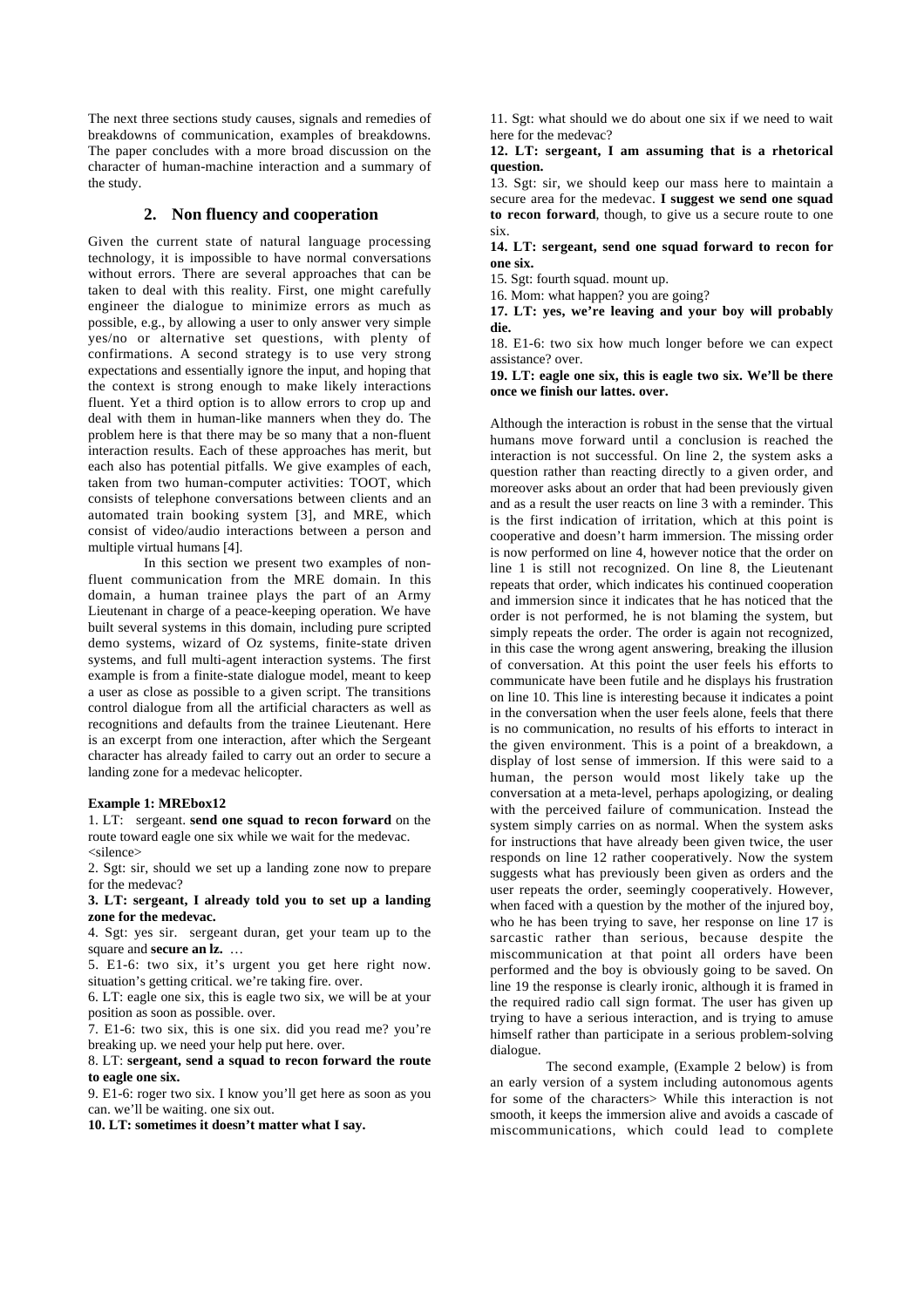The next three sections study causes, signals and remedies of breakdowns of communication, examples of breakdowns. The paper concludes with a more broad discussion on the character of human-machine interaction and a summary of the study.

## 2. Non fluency and cooperation

Given the current state of natural language processing technology, it is impossible to have normal conversations without errors. There are several approaches that can be taken to deal with this reality. First, one might carefully engineer the dialogue to minimize errors as much as possible, e.g., by allowing a user to only answer very simple yes/no or alternative set questions, with plenty of confirmations. A second strategy is to use very strong expectations and essentially ignore the input, and hoping that the context is strong enough to make likely interactions fluent. Yet a third option is to allow errors to crop up and deal with them in human-like manners when they do. The problem here is that there may be so many that a non-fluent interaction results. Each of these approaches has merit, but each also has potential pitfalls. We give examples of each, taken from two human-computer activities: TOOT, which consists of telephone conversations between clients and an automated train booking system [3], and MRE, which consist of video/audio interactions between a person and multiple virtual humans [4].

In this section we present two examples of non-fluent communication from the MRE domain. In this domain, a human trainee plays the part of an Army Lieutenant in charge of a peace-keeping operation. We have built several systems in this domain, including pure scripted demo systems, wizard of Oz systems, finite-state driven systems, and full multi-agent interaction systems. The first example is from a finite-state dialogue model, meant to keep a user as close as possible to a given script. The transitions control dialogue from all the artificial characters as well as recognitions and defaults from the trainee Lieutenant. Here is an excerpt from one interaction, after which the Sergeant character has already failed to carry out an order to secure a landing zone for a medevac helicopter.

**Example 1: MREbox12**

1. LT: sergeant. **send one squad to recon forward** on the route toward eagle one six while we wait for the medevac. <silence>

2. Sgt: sir, should we set up a landing zone now to prepare for the medevac?

**3. LT: sergeant, I already told you to set up a landing zone for the medevac.**

4. Sgt: yes sir. sergeant duran, get your team up to the square and **secure an lz.** …

5. E1-6: two six, it's urgent you get here right now. situation's getting critical. we're taking fire. over.

6. LT: eagle one six, this is eagle two six, we will be at your position as soon as possible. over.

7. E1-6: two six, this is one six. did you read me? you're breaking up. we need your help put here. over.

8. LT: **sergeant, send a squad to recon forward the route to eagle one six.**

9. E1-6: roger two six. I know you'll get here as soon as you can. we'll be waiting. one six out.

**10. LT: sometimes it doesn't matter what I say.**

11. Sgt: what should we do about one six if we need to wait here for the medevac?

**12. LT: sergeant, I am assuming that is a rhetorical question.**

13. Sgt: sir, we should keep our mass here to maintain a secure area for the medevac. **I suggest we send one squad to recon forward**, though, to give us a secure route to one six.

**14. LT: sergeant, send one squad forward to recon for one six.**

15. Sgt: fourth squad. mount up.

16. Mom: what happen? you are going?

**17. LT: yes, we're leaving and your boy will probably die.**

18. E1-6: two six how much longer before we can expect assistance? over.

**19. LT: eagle one six, this is eagle two six. We'll be there once we finish our lattes. over.**

Although the interaction is robust in the sense that the virtual humans move forward until a conclusion is reached the interaction is not successful. On line 2, the system asks a question rather than reacting directly to a given order, and moreover asks about an order that had been previously given and as a result the user reacts on line 3 with a reminder. This is the first indication of irritation, which at this point is cooperative and doesn't harm immersion. The missing order is now performed on line 4, however notice that the order on line 1 is still not recognized. On line 8, the Lieutenant repeats that order, which indicates his continued cooperation and immersion since it indicates that he has noticed that the order is not performed, he is not blaming the system, but simply repeats the order. The order is again not recognized, in this case the wrong agent answering, breaking the illusion of conversation. At this point the user feels his efforts to communicate have been futile and he displays his frustration on line 10. This line is interesting because it indicates a point in the conversation when the user feels alone, feels that there is no communication, no results of his efforts to interact in the given environment. This is a point of a breakdown, a display of lost sense of immersion. If this were said to a human, the person would most likely take up the conversation at a meta-level, perhaps apologizing, or dealing with the perceived failure of communication. Instead the system simply carries on as normal. When the system asks for instructions that have already been given twice, the user responds on line 12 rather cooperatively. Now the system suggests what has previously been given as orders and the user repeats the order, seemingly cooperatively. However, when faced with a question by the mother of the injured boy, who he has been trying to save, her response on line 17 is sarcastic rather than serious, because despite the miscommunication at that point all orders have been performed and the boy is obviously going to be saved. On line 19 the response is clearly ironic, although it is framed in the required radio call sign format. The user has given up trying to have a serious interaction, and is trying to amuse himself rather than participate in a serious problem-solving dialogue.

The second example, (Example 2 below) is from an early version of a system including autonomous agents for some of the characters> While this interaction is not smooth, it keeps the immersion alive and avoids a cascade of miscommunications, which could lead to complete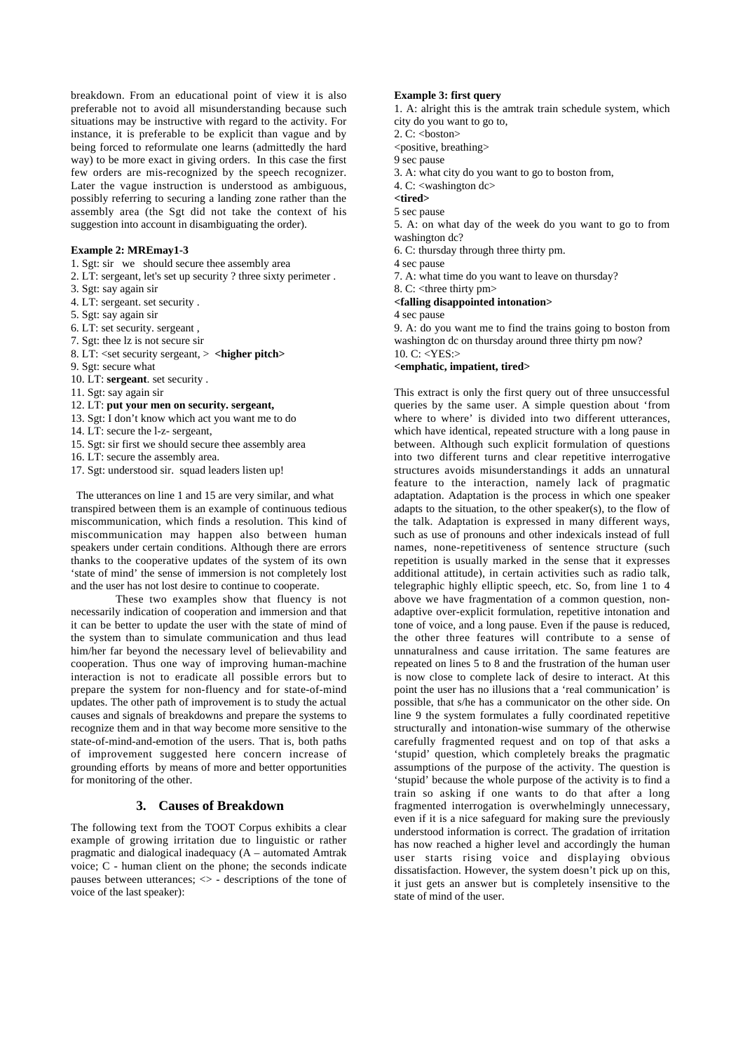breakdown. From an educational point of view it is also preferable not to avoid all misunderstanding because such situations may be instructive with regard to the activity. For instance, it is preferable to be explicit than vague and by being forced to reformulate one learns (admittedly the hard way) to be more exact in giving orders. In this case the first few orders are mis-recognized by the speech recognizer. Later the vague instruction is understood as ambiguous, possibly referring to securing a landing zone rather than the assembly area (the Sgt did not take the context of his suggestion into account in disambiguating the order).

**Example 2: MREmay1-3**

1. Sgt: sir we should secure thee assembly area
2. LT: sergeant, let's set up security ? three sixty perimeter .
3. Sgt: say again sir
4. LT: sergeant. set security .
5. Sgt: say again sir
6. LT: set security. sergeant ,
7. Sgt: thee lz is not secure sir
8. LT: <set security sergeant, > **<higher pitch>**
9. Sgt: secure what
10. LT: **sergeant**. set security .
11. Sgt: say again sir
12. LT: **put your men on security. sergeant,**
13. Sgt: I don't know which act you want me to do
14. LT: secure the l-z- sergeant,
15. Sgt: sir first we should secure thee assembly area
16. LT: secure the assembly area.
17. Sgt: understood sir. squad leaders listen up!

The utterances on line 1 and 15 are very similar, and what transpired between them is an example of continuous tedious miscommunication, which finds a resolution. This kind of miscommunication may happen also between human speakers under certain conditions. Although there are errors thanks to the cooperative updates of the system of its own 'state of mind' the sense of immersion is not completely lost and the user has not lost desire to continue to cooperate.

These two examples show that fluency is not necessarily indication of cooperation and immersion and that it can be better to update the user with the state of mind of the system than to simulate communication and thus lead him/her far beyond the necessary level of believability and cooperation. Thus one way of improving human-machine interaction is not to eradicate all possible errors but to prepare the system for non-fluency and for state-of-mind updates. The other path of improvement is to study the actual causes and signals of breakdowns and prepare the systems to recognize them and in that way become more sensitive to the state-of-mind-and-emotion of the users. That is, both paths of improvement suggested here concern increase of grounding efforts by means of more and better opportunities for monitoring of the other.

## 3. Causes of Breakdown

The following text from the TOOT Corpus exhibits a clear example of growing irritation due to linguistic or rather pragmatic and dialogical inadequacy (A – automated Amtrak voice; C - human client on the phone; the seconds indicate pauses between utterances; <> - descriptions of the tone of voice of the last speaker):

**Example 3: first query**

1. A: alright this is the amtrak train schedule system, which city do you want to go to,
2. C: <boston>
<positive, breathing>
9 sec pause
3. A: what city do you want to go to boston from,
4. C: <washington dc>
**<tired>**
5 sec pause
5. A: on what day of the week do you want to go to from washington dc?
6. C: thursday through three thirty pm.
4 sec pause
7. A: what time do you want to leave on thursday?
8. C: <three thirty pm>
**<falling disappointed intonation>**
4 sec pause
9. A: do you want me to find the trains going to boston from washington dc on thursday around three thirty pm now?
10. C: <YES:>
**<emphatic, impatient, tired>**

This extract is only the first query out of three unsuccessful queries by the same user. A simple question about 'from where to where' is divided into two different utterances, which have identical, repeated structure with a long pause in between. Although such explicit formulation of questions into two different turns and clear repetitive interrogative structures avoids misunderstandings it adds an unnatural feature to the interaction, namely lack of pragmatic adaptation. Adaptation is the process in which one speaker adapts to the situation, to the other speaker(s), to the flow of the talk. Adaptation is expressed in many different ways, such as use of pronouns and other indexicals instead of full names, none-repetitiveness of sentence structure (such repetition is usually marked in the sense that it expresses additional attitude), in certain activities such as radio talk, telegraphic highly elliptic speech, etc. So, from line 1 to 4 above we have fragmentation of a common question, non-adaptive over-explicit formulation, repetitive intonation and tone of voice, and a long pause. Even if the pause is reduced, the other three features will contribute to a sense of unnaturalness and cause irritation. The same features are repeated on lines 5 to 8 and the frustration of the human user is now close to complete lack of desire to interact. At this point the user has no illusions that a 'real communication' is possible, that s/he has a communicator on the other side. On line 9 the system formulates a fully coordinated repetitive structurally and intonation-wise summary of the otherwise carefully fragmented request and on top of that asks a 'stupid' question, which completely breaks the pragmatic assumptions of the purpose of the activity. The question is 'stupid' because the whole purpose of the activity is to find a train so asking if one wants to do that after a long fragmented interrogation is overwhelmingly unnecessary, even if it is a nice safeguard for making sure the previously understood information is correct. The gradation of irritation has now reached a higher level and accordingly the human user starts rising voice and displaying obvious dissatisfaction. However, the system doesn't pick up on this, it just gets an answer but is completely insensitive to the state of mind of the user.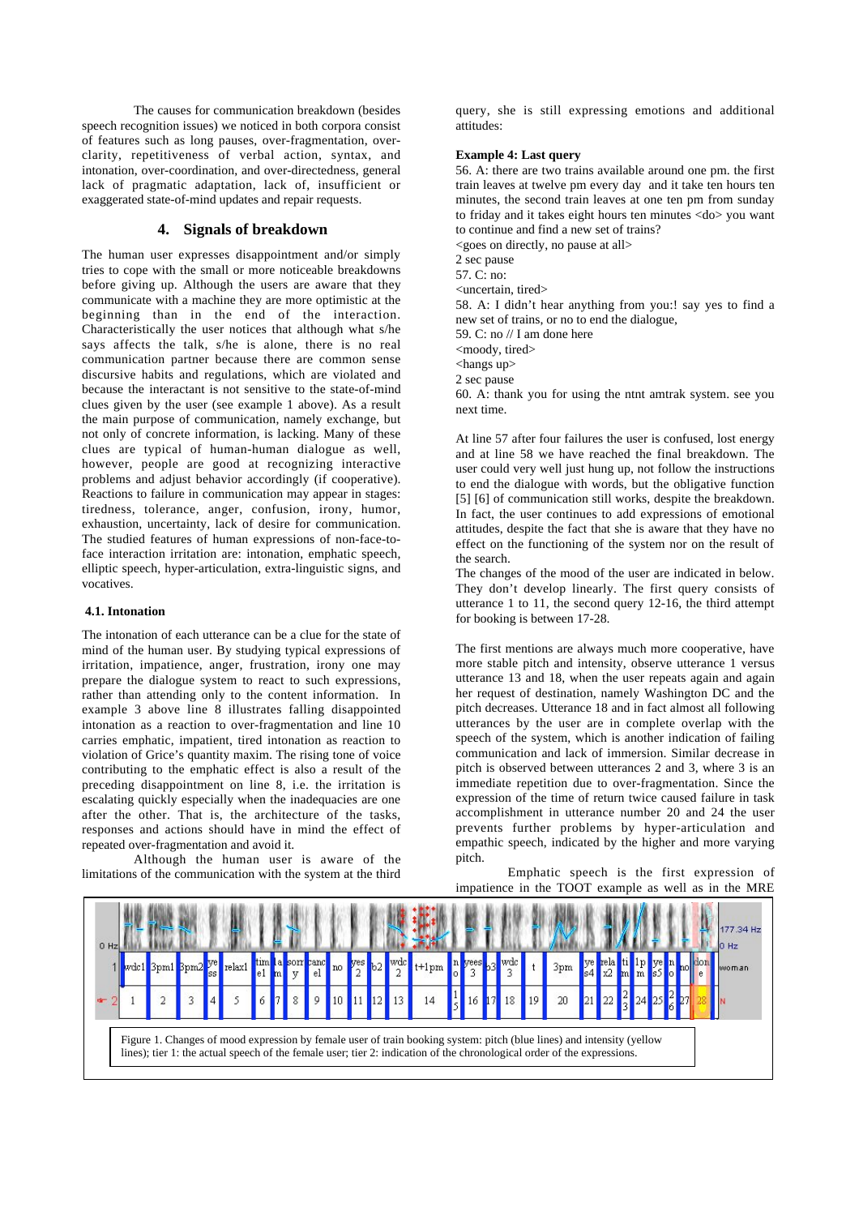The causes for communication breakdown (besides speech recognition issues) we noticed in both corpora consist of features such as long pauses, over-fragmentation, over-clarity, repetitiveness of verbal action, syntax, and intonation, over-coordination, and over-directedness, general lack of pragmatic adaptation, lack of, insufficient or exaggerated state-of-mind updates and repair requests.

## 4. Signals of breakdown

The human user expresses disappointment and/or simply tries to cope with the small or more noticeable breakdowns before giving up. Although the users are aware that they communicate with a machine they are more optimistic at the beginning than in the end of the interaction. Characteristically the user notices that although what s/he says affects the talk, s/he is alone, there is no real communication partner because there are common sense discursive habits and regulations, which are violated and because the interactant is not sensitive to the state-of-mind clues given by the user (see example 1 above). As a result the main purpose of communication, namely exchange, but not only of concrete information, is lacking. Many of these clues are typical of human-human dialogue as well, however, people are good at recognizing interactive problems and adjust behavior accordingly (if cooperative). Reactions to failure in communication may appear in stages: tiredness, tolerance, anger, confusion, irony, humor, exhaustion, uncertainty, lack of desire for communication. The studied features of human expressions of non-face-to-face interaction irritation are: intonation, emphatic speech, elliptic speech, hyper-articulation, extra-linguistic signs, and vocatives.

### 4.1. Intonation

The intonation of each utterance can be a clue for the state of mind of the human user. By studying typical expressions of irritation, impatience, anger, frustration, irony one may prepare the dialogue system to react to such expressions, rather than attending only to the content information. In example 3 above line 8 illustrates falling disappointed intonation as a reaction to over-fragmentation and line 10 carries emphatic, impatient, tired intonation as reaction to violation of Grice's quantity maxim. The rising tone of voice contributing to the emphatic effect is also a result of the preceding disappointment on line 8, i.e. the irritation is escalating quickly especially when the inadequacies are one after the other. That is, the architecture of the tasks, responses and actions should have in mind the effect of repeated over-fragmentation and avoid it.

Although the human user is aware of the limitations of the communication with the system at the third query, she is still expressing emotions and additional attitudes:

**Example 4: Last query**

56. A: there are two trains available around one pm. the first train leaves at twelve pm every day and it take ten hours ten minutes, the second train leaves at one ten pm from sunday to friday and it takes eight hours ten minutes <do> you want to continue and find a new set of trains?
<goes on directly, no pause at all>
2 sec pause
57. C: no:
<uncertain, tired>
58. A: I didn't hear anything from you:! say yes to find a new set of trains, or no to end the dialogue,
59. C: no // I am done here
<moody, tired>
<hangs up>
2 sec pause
60. A: thank you for using the ntnt amtrak system. see you next time.

At line 57 after four failures the user is confused, lost energy and at line 58 we have reached the final breakdown. The user could very well just hung up, not follow the instructions to end the dialogue with words, but the obligative function [5] [6] of communication still works, despite the breakdown. In fact, the user continues to add expressions of emotional attitudes, despite the fact that she is aware that they have no effect on the functioning of the system nor on the result of the search.

The changes of the mood of the user are indicated in below. They don't develop linearly. The first query consists of utterance 1 to 11, the second query 12-16, the third attempt for booking is between 17-28.

The first mentions are always much more cooperative, have more stable pitch and intensity, observe utterance 1 versus utterance 13 and 18, when the user repeats again and again her request of destination, namely Washington DC and the pitch decreases. Utterance 18 and in fact almost all following utterances by the user are in complete overlap with the speech of the system, which is another indication of failing communication and lack of immersion. Similar decrease in pitch is observed between utterances 2 and 3, where 3 is an immediate repetition due to over-fragmentation. Since the expression of the time of return twice caused failure in task accomplishment in utterance number 20 and 24 the user prevents further problems by hyper-articulation and empathic speech, indicated by the higher and more varying pitch.

Emphatic speech is the first expression of impatience in the TOOT example as well as in the MRE

Figure 1. Changes of mood expression by female user of train booking system: pitch (blue lines) and intensity (yellow lines); tier 1: the actual speech of the female user; tier 2: indication of the chronological order of the expressions.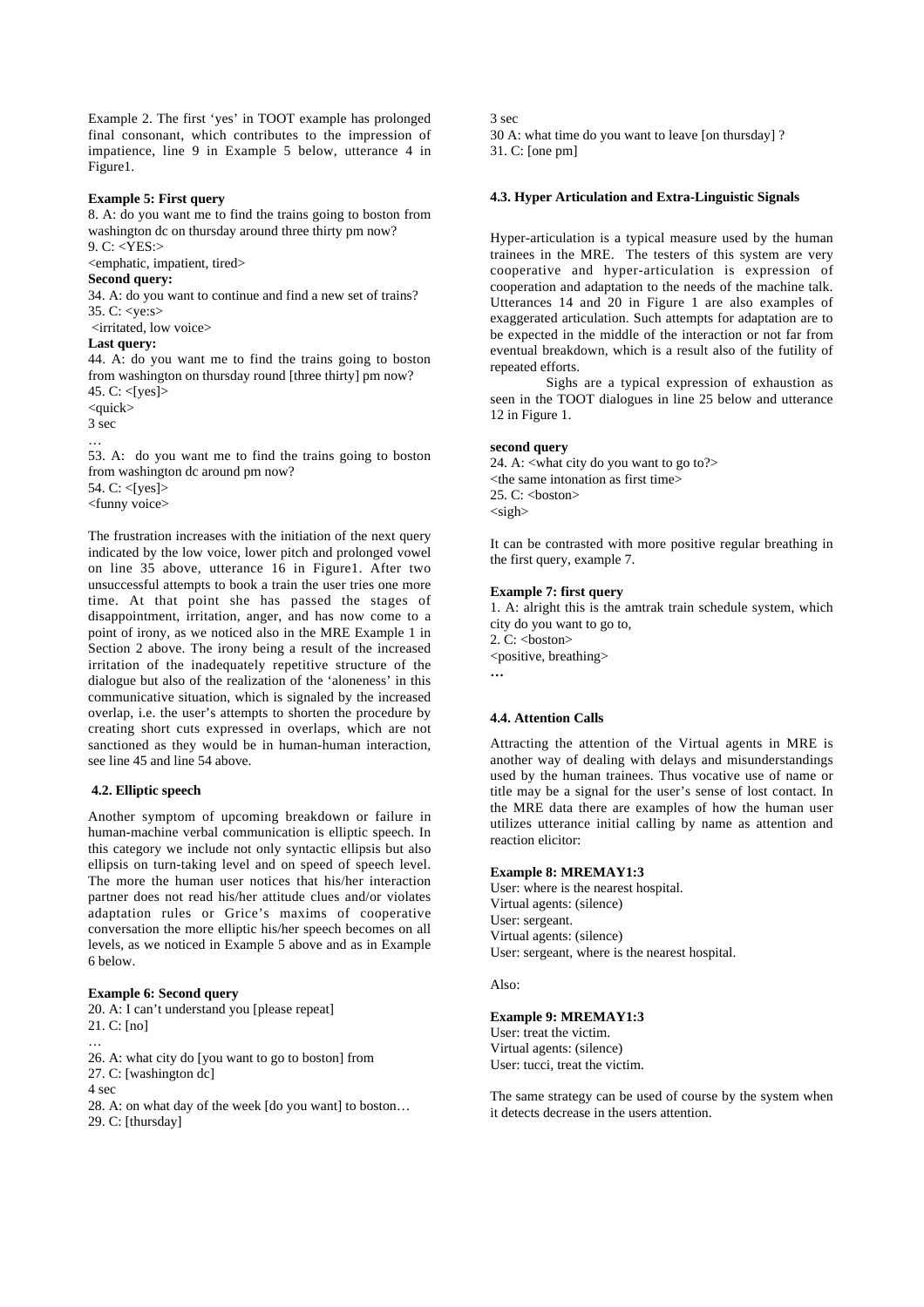Example 2. The first 'yes' in TOOT example has prolonged final consonant, which contributes to the impression of impatience, line 9 in Example 5 below, utterance 4 in Figure1.

**Example 5: First query**

8. A: do you want me to find the trains going to boston from washington dc on thursday around three thirty pm now?
9. C: <YES:>
<emphatic, impatient, tired>

**Second query:**

34. A: do you want to continue and find a new set of trains?
35. C: <ye:s>
<irritated, low voice>

**Last query:**

44. A: do you want me to find the trains going to boston from washington on thursday round [three thirty] pm now?
45. C: <[yes]>
<quick>
3 sec
…
53. A: do you want me to find the trains going to boston from washington dc around pm now?
54. C: <[yes]>
<funny voice>

The frustration increases with the initiation of the next query indicated by the low voice, lower pitch and prolonged vowel on line 35 above, utterance 16 in Figure1. After two unsuccessful attempts to book a train the user tries one more time. At that point she has passed the stages of disappointment, irritation, anger, and has now come to a point of irony, as we noticed also in the MRE Example 1 in Section 2 above. The irony being a result of the increased irritation of the inadequately repetitive structure of the dialogue but also of the realization of the 'aloneness' in this communicative situation, which is signaled by the increased overlap, i.e. the user's attempts to shorten the procedure by creating short cuts expressed in overlaps, which are not sanctioned as they would be in human-human interaction, see line 45 and line 54 above.

### 4.2. Elliptic speech

Another symptom of upcoming breakdown or failure in human-machine verbal communication is elliptic speech. In this category we include not only syntactic ellipsis but also ellipsis on turn-taking level and on speed of speech level. The more the human user notices that his/her interaction partner does not read his/her attitude clues and/or violates adaptation rules or Grice's maxims of cooperative conversation the more elliptic his/her speech becomes on all levels, as we noticed in Example 5 above and as in Example 6 below.

**Example 6: Second query**

20. A: I can't understand you [please repeat]
21. C: [no]
…
26. A: what city do [you want to go to boston] from
27. C: [washington dc]
4 sec
28. A: on what day of the week [do you want] to boston…
29. C: [thursday]
3 sec
30 A: what time do you want to leave [on thursday] ?
31. C: [one pm]

### 4.3. Hyper Articulation and Extra-Linguistic Signals

Hyper-articulation is a typical measure used by the human trainees in the MRE. The testers of this system are very cooperative and hyper-articulation is expression of cooperation and adaptation to the needs of the machine talk. Utterances 14 and 20 in Figure 1 are also examples of exaggerated articulation. Such attempts for adaptation are to be expected in the middle of the interaction or not far from eventual breakdown, which is a result also of the futility of repeated efforts.

Sighs are a typical expression of exhaustion as seen in the TOOT dialogues in line 25 below and utterance 12 in Figure 1.

**second query**

24. A: <what city do you want to go to?>
<the same intonation as first time>
25. C: <boston>
<sigh>

It can be contrasted with more positive regular breathing in the first query, example 7.

**Example 7: first query**

1. A: alright this is the amtrak train schedule system, which city do you want to go to,
2. C: <boston>
<positive, breathing>

**…**

### 4.4. Attention Calls

Attracting the attention of the Virtual agents in MRE is another way of dealing with delays and misunderstandings used by the human trainees. Thus vocative use of name or title may be a signal for the user's sense of lost contact. In the MRE data there are examples of how the human user utilizes utterance initial calling by name as attention and reaction elicitor:

**Example 8: MREMAY1:3**

User: where is the nearest hospital.
Virtual agents: (silence)
User: sergeant.
Virtual agents: (silence)
User: sergeant, where is the nearest hospital.

Also:

**Example 9: MREMAY1:3**

User: treat the victim.
Virtual agents: (silence)
User: tucci, treat the victim.

The same strategy can be used of course by the system when it detects decrease in the users attention.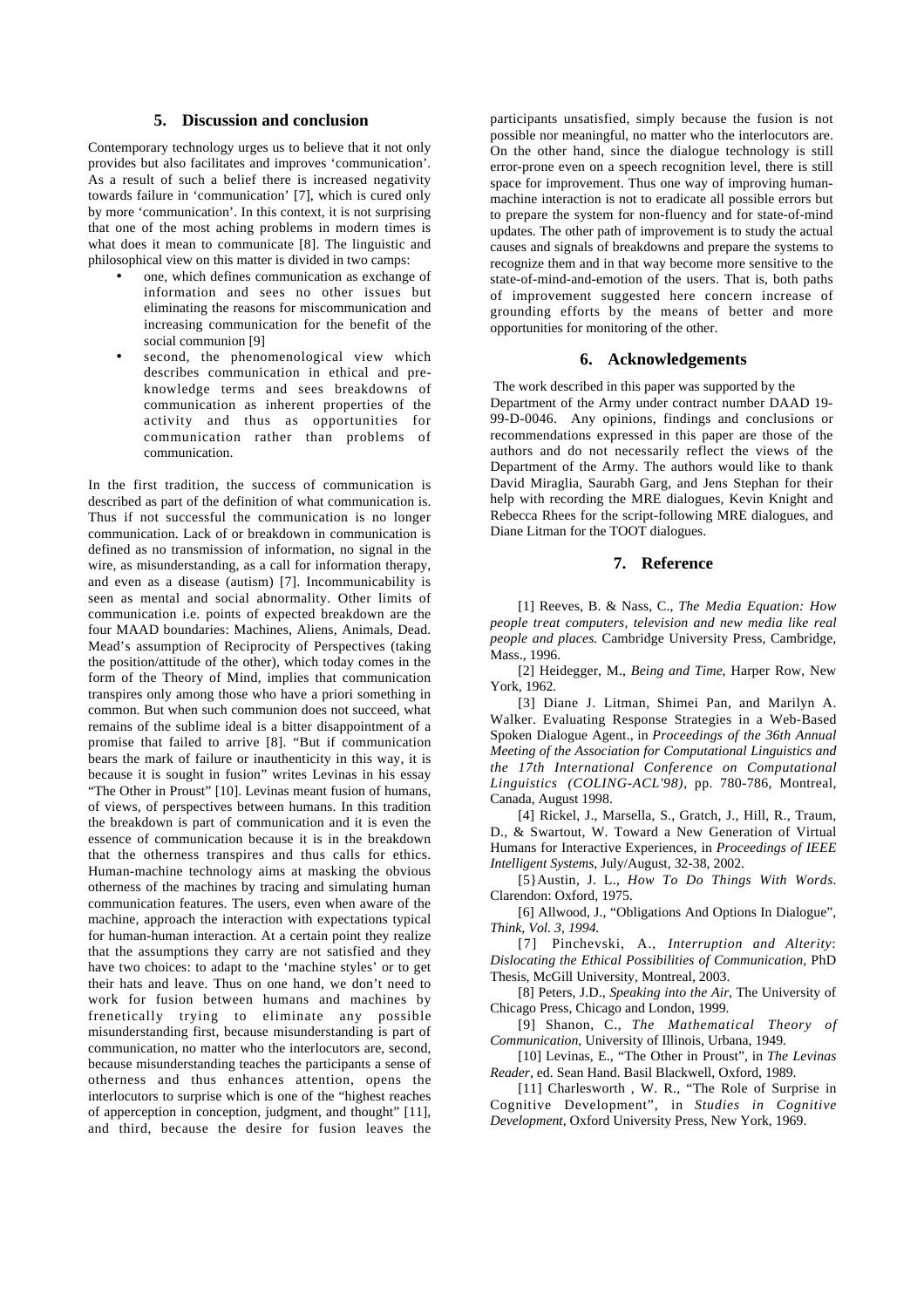## 5. Discussion and conclusion

Contemporary technology urges us to believe that it not only provides but also facilitates and improves 'communication'. As a result of such a belief there is increased negativity towards failure in 'communication' [7], which is cured only by more 'communication'. In this context, it is not surprising that one of the most aching problems in modern times is what does it mean to communicate [8]. The linguistic and philosophical view on this matter is divided in two camps:

- one, which defines communication as exchange of information and sees no other issues but eliminating the reasons for miscommunication and increasing communication for the benefit of the social communion [9]
- second, the phenomenological view which describes communication in ethical and pre-knowledge terms and sees breakdowns of communication as inherent properties of the activity and thus as opportunities for communication rather than problems of communication.

In the first tradition, the success of communication is described as part of the definition of what communication is. Thus if not successful the communication is no longer communication. Lack of or breakdown in communication is defined as no transmission of information, no signal in the wire, as misunderstanding, as a call for information therapy, and even as a disease (autism) [7]. Incommunicability is seen as mental and social abnormality. Other limits of communication i.e. points of expected breakdown are the four MAAD boundaries: Machines, Aliens, Animals, Dead. Mead's assumption of Reciprocity of Perspectives (taking the position/attitude of the other), which today comes in the form of the Theory of Mind, implies that communication transpires only among those who have a priori something in common. But when such communion does not succeed, what remains of the sublime ideal is a bitter disappointment of a promise that failed to arrive [8]. "But if communication bears the mark of failure or inauthenticity in this way, it is because it is sought in fusion" writes Levinas in his essay "The Other in Proust" [10]. Levinas meant fusion of humans, of views, of perspectives between humans. In this tradition the breakdown is part of communication and it is even the essence of communication because it is in the breakdown that the otherness transpires and thus calls for ethics. Human-machine technology aims at masking the obvious otherness of the machines by tracing and simulating human communication features. The users, even when aware of the machine, approach the interaction with expectations typical for human-human interaction. At a certain point they realize that the assumptions they carry are not satisfied and they have two choices: to adapt to the 'machine styles' or to get their hats and leave. Thus on one hand, we don't need to work for fusion between humans and machines by frenetically trying to eliminate any possible misunderstanding first, because misunderstanding is part of communication, no matter who the interlocutors are, second, because misunderstanding teaches the participants a sense of otherness and thus enhances attention, opens the interlocutors to surprise which is one of the "highest reaches of apperception in conception, judgment, and thought" [11], and third, because the desire for fusion leaves the participants unsatisfied, simply because the fusion is not possible nor meaningful, no matter who the interlocutors are. On the other hand, since the dialogue technology is still error-prone even on a speech recognition level, there is still space for improvement. Thus one way of improving human-machine interaction is not to eradicate all possible errors but to prepare the system for non-fluency and for state-of-mind updates. The other path of improvement is to study the actual causes and signals of breakdowns and prepare the systems to recognize them and in that way become more sensitive to the state-of-mind-and-emotion of the users. That is, both paths of improvement suggested here concern increase of grounding efforts by the means of better and more opportunities for monitoring of the other.

## 6. Acknowledgements

The work described in this paper was supported by the Department of the Army under contract number DAAD 19-99-D-0046. Any opinions, findings and conclusions or recommendations expressed in this paper are those of the authors and do not necessarily reflect the views of the Department of the Army. The authors would like to thank David Miraglia, Saurabh Garg, and Jens Stephan for their help with recording the MRE dialogues, Kevin Knight and Rebecca Rhees for the script-following MRE dialogues, and Diane Litman for the TOOT dialogues.

## 7. Reference

[1] Reeves, B. & Nass, C., *The Media Equation: How people treat computers, television and new media like real people and places.* Cambridge University Press, Cambridge, Mass., 1996.

[2] Heidegger, M., *Being and Time*, Harper Row, New York, 1962.

[3] Diane J. Litman, Shimei Pan, and Marilyn A. Walker. Evaluating Response Strategies in a Web-Based Spoken Dialogue Agent., in *Proceedings of the 36th Annual Meeting of the Association for Computational Linguistics and the 17th International Conference on Computational Linguistics (COLING-ACL'98)*, pp. 780-786, Montreal, Canada, August 1998.

[4] Rickel, J., Marsella, S., Gratch, J., Hill, R., Traum, D., & Swartout, W. Toward a New Generation of Virtual Humans for Interactive Experiences, in *Proceedings of IEEE Intelligent Systems*, July/August, 32-38, 2002.

[5}Austin, J. L., *How To Do Things With Words*. Clarendon: Oxford, 1975.

[6] Allwood, J., "Obligations And Options In Dialogue", *Think, Vol. 3, 1994.*

[7] Pinchevski, A., *Interruption and Alterity*: *Dislocating the Ethical Possibilities of Communication*, PhD Thesis, McGill University, Montreal, 2003.

[8] Peters, J.D., *Speaking into the Air*, The University of Chicago Press, Chicago and London, 1999.

[9] Shanon, C., *The Mathematical Theory of Communication*, University of Illinois, Urbana, 1949.

[10] Levinas, E., "The Other in Proust", in *The Levinas Reader*, ed. Sean Hand. Basil Blackwell, Oxford, 1989.

[11] Charlesworth , W. R., "The Role of Surprise in Cognitive Development", in *Studies in Cognitive Development*, Oxford University Press, New York, 1969.